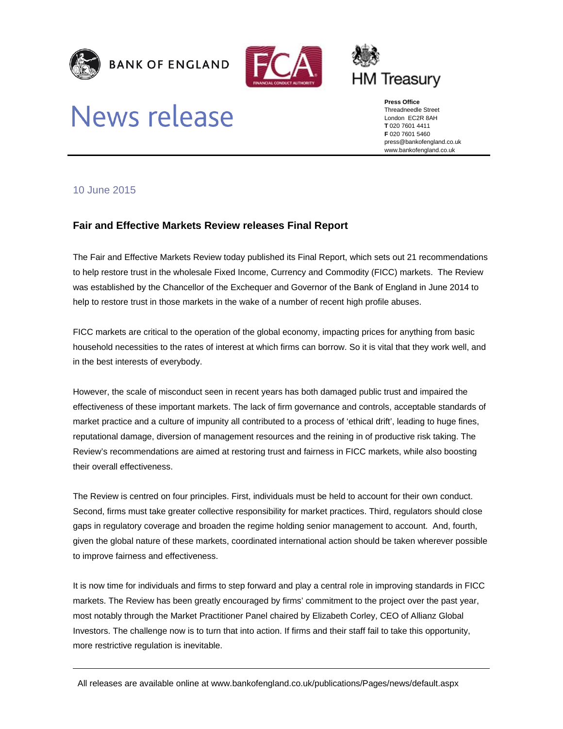BANK OF ENGLAND

HM Treasury

# News release

**Press Office**
Threadneedle Street
London EC2R 8AH
**T** 020 7601 4411
**F** 020 7601 5460
press@bankofengland.co.uk
www.bankofengland.co.uk

10 June 2015

## Fair and Effective Markets Review releases Final Report

The Fair and Effective Markets Review today published its Final Report, which sets out 21 recommendations to help restore trust in the wholesale Fixed Income, Currency and Commodity (FICC) markets. The Review was established by the Chancellor of the Exchequer and Governor of the Bank of England in June 2014 to help to restore trust in those markets in the wake of a number of recent high profile abuses.

FICC markets are critical to the operation of the global economy, impacting prices for anything from basic household necessities to the rates of interest at which firms can borrow. So it is vital that they work well, and in the best interests of everybody.

However, the scale of misconduct seen in recent years has both damaged public trust and impaired the effectiveness of these important markets. The lack of firm governance and controls, acceptable standards of market practice and a culture of impunity all contributed to a process of 'ethical drift', leading to huge fines, reputational damage, diversion of management resources and the reining in of productive risk taking. The Review's recommendations are aimed at restoring trust and fairness in FICC markets, while also boosting their overall effectiveness.

The Review is centred on four principles. First, individuals must be held to account for their own conduct. Second, firms must take greater collective responsibility for market practices. Third, regulators should close gaps in regulatory coverage and broaden the regime holding senior management to account. And, fourth, given the global nature of these markets, coordinated international action should be taken wherever possible to improve fairness and effectiveness.

It is now time for individuals and firms to step forward and play a central role in improving standards in FICC markets. The Review has been greatly encouraged by firms' commitment to the project over the past year, most notably through the Market Practitioner Panel chaired by Elizabeth Corley, CEO of Allianz Global Investors. The challenge now is to turn that into action. If firms and their staff fail to take this opportunity, more restrictive regulation is inevitable.

All releases are available online at www.bankofengland.co.uk/publications/Pages/news/default.aspx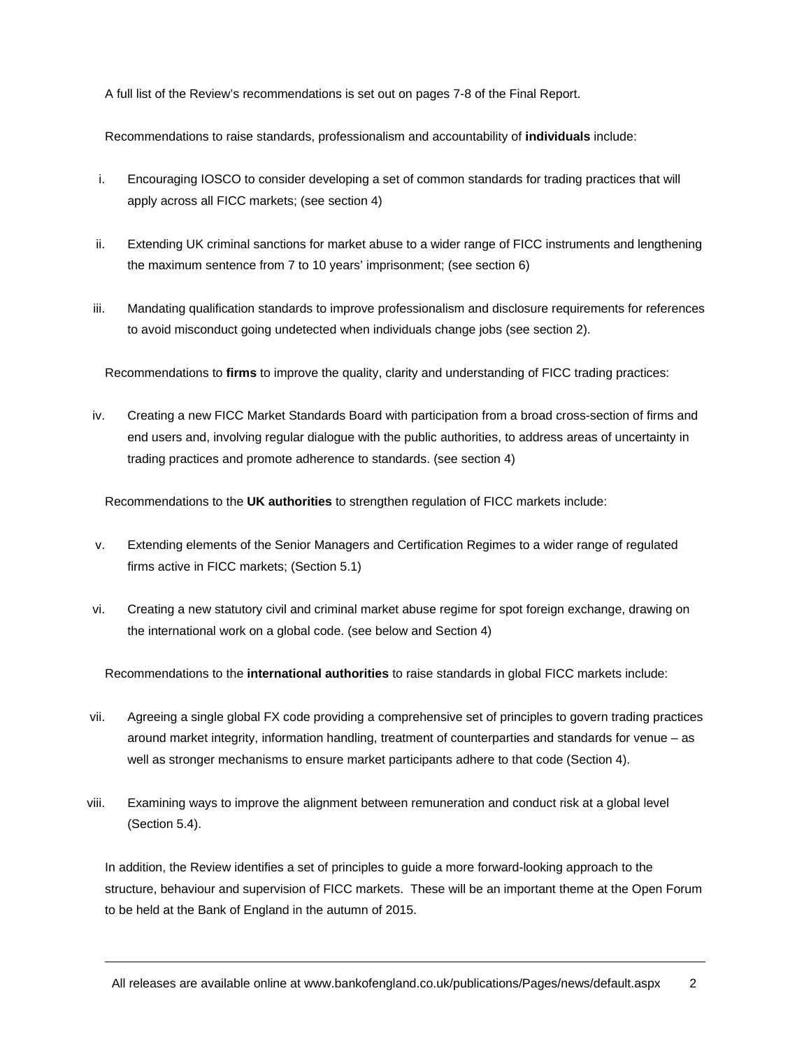A full list of the Review's recommendations is set out on pages 7-8 of the Final Report.

Recommendations to raise standards, professionalism and accountability of **individuals** include:

i. Encouraging IOSCO to consider developing a set of common standards for trading practices that will apply across all FICC markets; (see section 4)

ii. Extending UK criminal sanctions for market abuse to a wider range of FICC instruments and lengthening the maximum sentence from 7 to 10 years' imprisonment; (see section 6)

iii. Mandating qualification standards to improve professionalism and disclosure requirements for references to avoid misconduct going undetected when individuals change jobs (see section 2).

Recommendations to **firms** to improve the quality, clarity and understanding of FICC trading practices:

iv. Creating a new FICC Market Standards Board with participation from a broad cross-section of firms and end users and, involving regular dialogue with the public authorities, to address areas of uncertainty in trading practices and promote adherence to standards. (see section 4)

Recommendations to the **UK authorities** to strengthen regulation of FICC markets include:

v. Extending elements of the Senior Managers and Certification Regimes to a wider range of regulated firms active in FICC markets; (Section 5.1)

vi. Creating a new statutory civil and criminal market abuse regime for spot foreign exchange, drawing on the international work on a global code. (see below and Section 4)

Recommendations to the **international authorities** to raise standards in global FICC markets include:

vii. Agreeing a single global FX code providing a comprehensive set of principles to govern trading practices around market integrity, information handling, treatment of counterparties and standards for venue – as well as stronger mechanisms to ensure market participants adhere to that code (Section 4).

viii. Examining ways to improve the alignment between remuneration and conduct risk at a global level (Section 5.4).

In addition, the Review identifies a set of principles to guide a more forward-looking approach to the structure, behaviour and supervision of FICC markets. These will be an important theme at the Open Forum to be held at the Bank of England in the autumn of 2015.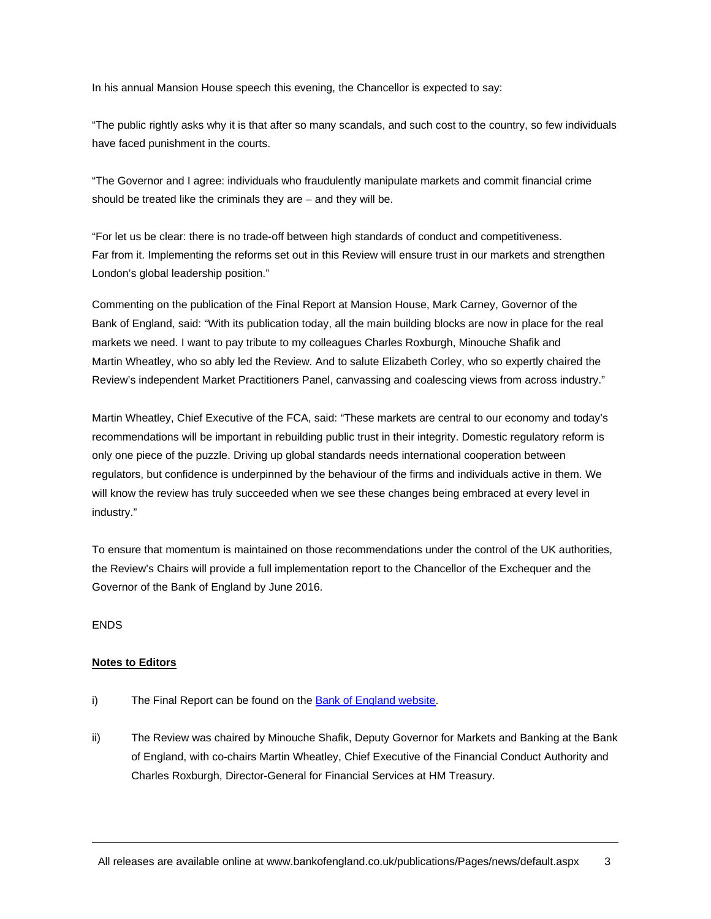In his annual Mansion House speech this evening, the Chancellor is expected to say:

"The public rightly asks why it is that after so many scandals, and such cost to the country, so few individuals have faced punishment in the courts.

"The Governor and I agree: individuals who fraudulently manipulate markets and commit financial crime should be treated like the criminals they are – and they will be.

"For let us be clear: there is no trade-off between high standards of conduct and competitiveness. Far from it. Implementing the reforms set out in this Review will ensure trust in our markets and strengthen London's global leadership position."

Commenting on the publication of the Final Report at Mansion House, Mark Carney, Governor of the Bank of England, said: "With its publication today, all the main building blocks are now in place for the real markets we need. I want to pay tribute to my colleagues Charles Roxburgh, Minouche Shafik and Martin Wheatley, who so ably led the Review. And to salute Elizabeth Corley, who so expertly chaired the Review's independent Market Practitioners Panel, canvassing and coalescing views from across industry."

Martin Wheatley, Chief Executive of the FCA, said: "These markets are central to our economy and today's recommendations will be important in rebuilding public trust in their integrity. Domestic regulatory reform is only one piece of the puzzle. Driving up global standards needs international cooperation between regulators, but confidence is underpinned by the behaviour of the firms and individuals active in them. We will know the review has truly succeeded when we see these changes being embraced at every level in industry."

To ensure that momentum is maintained on those recommendations under the control of the UK authorities, the Review's Chairs will provide a full implementation report to the Chancellor of the Exchequer and the Governor of the Bank of England by June 2016.

ENDS

**Notes to Editors**

i) The Final Report can be found on the [Bank of England website](Bank of England website).

ii) The Review was chaired by Minouche Shafik, Deputy Governor for Markets and Banking at the Bank of England, with co-chairs Martin Wheatley, Chief Executive of the Financial Conduct Authority and Charles Roxburgh, Director-General for Financial Services at HM Treasury.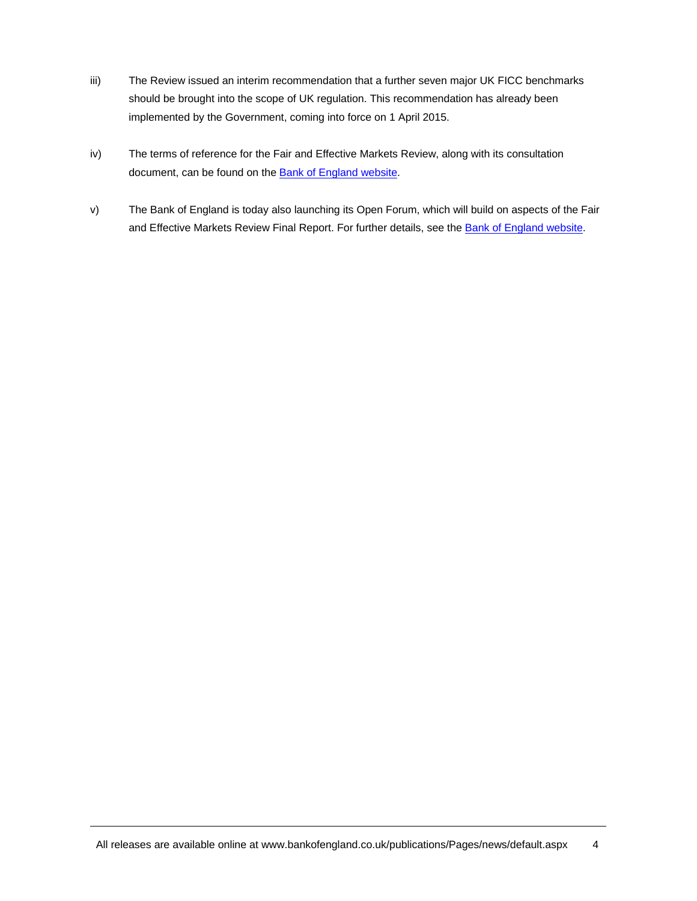iii) The Review issued an interim recommendation that a further seven major UK FICC benchmarks should be brought into the scope of UK regulation. This recommendation has already been implemented by the Government, coming into force on 1 April 2015.

iv) The terms of reference for the Fair and Effective Markets Review, along with its consultation document, can be found on the Bank of England website.

v) The Bank of England is today also launching its Open Forum, which will build on aspects of the Fair and Effective Markets Review Final Report. For further details, see the Bank of England website.